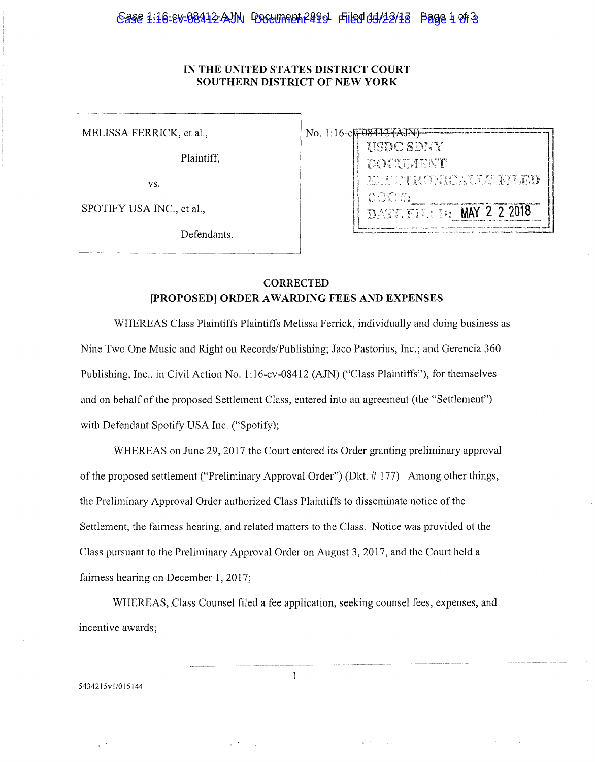**IN THE UNITED STATES DISTRICT COURT**
**SOUTHERN DISTRICT OF NEW YORK**

| | |
|---|---|
| MELISSA FERRICK, et al.,<br><br>Plaintiff,<br><br>vs.<br><br>SPOTIFY USA INC., et al.,<br><br>Defendants. | No. 1:16-cv-08412 (AJN) |

USDC SDNY
DOCUMENT
ELECTRONICALLY FILED
DOC #:
DATE FILED: MAY 2 2 2018

## CORRECTED
## [PROPOSED] ORDER AWARDING FEES AND EXPENSES

WHEREAS Class Plaintiffs Plaintiffs Melissa Ferrick, individually and doing business as Nine Two One Music and Right on Records/Publishing; Jaco Pastorius, Inc.; and Gerencia 360 Publishing, Inc., in Civil Action No. 1:16-cv-08412 (AJN) ("Class Plaintiffs"), for themselves and on behalf of the proposed Settlement Class, entered into an agreement (the "Settlement") with Defendant Spotify USA Inc. ("Spotify);

WHEREAS on June 29, 2017 the Court entered its Order granting preliminary approval of the proposed settlement ("Preliminary Approval Order") (Dkt. # 177). Among other things, the Preliminary Approval Order authorized Class Plaintiffs to disseminate notice of the Settlement, the fairness hearing, and related matters to the Class. Notice was provided ot the Class pursuant to the Preliminary Approval Order on August 3, 2017, and the Court held a fairness hearing on December 1, 2017;

WHEREAS, Class Counsel filed a fee application, seeking counsel fees, expenses, and incentive awards;

5434215v1/015144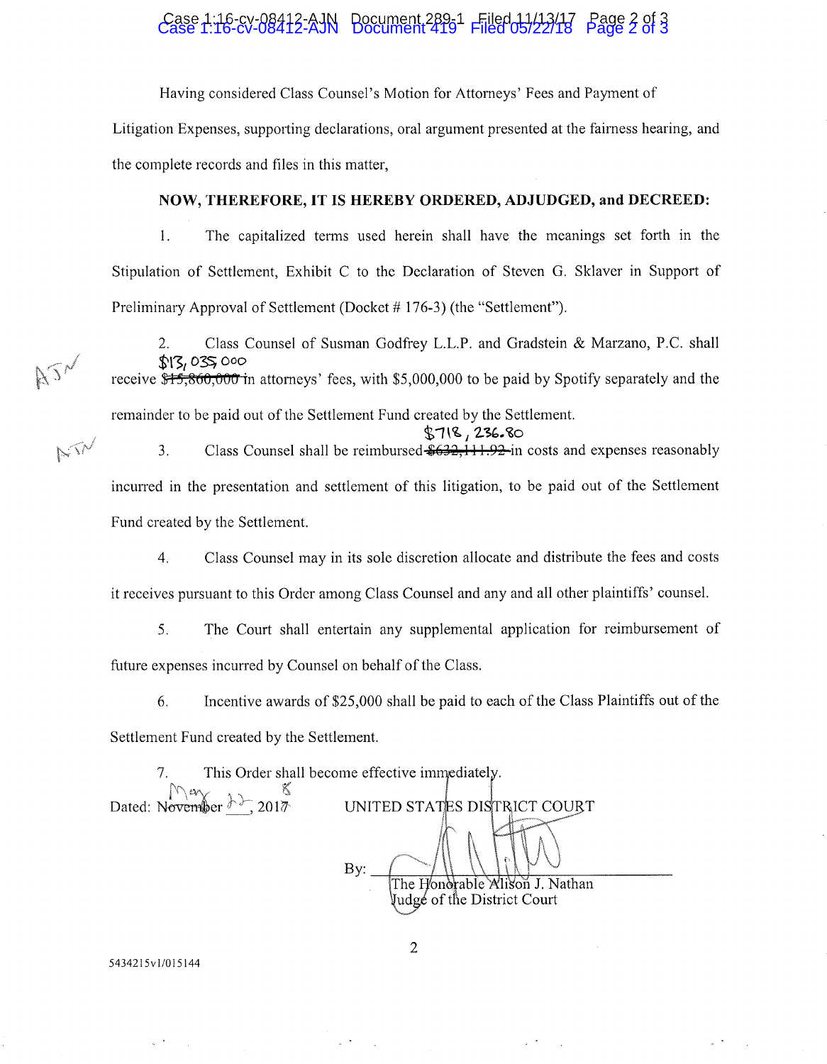Having considered Class Counsel's Motion for Attorneys' Fees and Payment of Litigation Expenses, supporting declarations, oral argument presented at the fairness hearing, and the complete records and files in this matter,

**NOW, THEREFORE, IT IS HEREBY ORDERED, ADJUDGED, and DECREED:**

1. The capitalized terms used herein shall have the meanings set forth in the Stipulation of Settlement, Exhibit C to the Declaration of Steven G. Sklaver in Support of Preliminary Approval of Settlement (Docket # 176-3) (the "Settlement").

2. Class Counsel of Susman Godfrey L.L.P. and Gradstein & Marzano, P.C. shall receive ~~$15,860,000~~ $13,035,000 in attorneys' fees, with $5,000,000 to be paid by Spotify separately and the remainder to be paid out of the Settlement Fund created by the Settlement. AJN

3. Class Counsel shall be reimbursed ~~$632,111.92~~ $718,236.80 in costs and expenses reasonably incurred in the presentation and settlement of this litigation, to be paid out of the Settlement Fund created by the Settlement. AJN

4. Class Counsel may in its sole discretion allocate and distribute the fees and costs it receives pursuant to this Order among Class Counsel and any and all other plaintiffs' counsel.

5. The Court shall entertain any supplemental application for reimbursement of future expenses incurred by Counsel on behalf of the Class.

6. Incentive awards of $25,000 shall be paid to each of the Class Plaintiffs out of the Settlement Fund created by the Settlement.

7. This Order shall become effective immediately.

Dated: ~~November~~ May 22, ~~2017~~ 2018

UNITED STATES DISTRICT COURT

By: [signature]
The Honorable Alison J. Nathan
Judge of the District Court

5434215v1/015144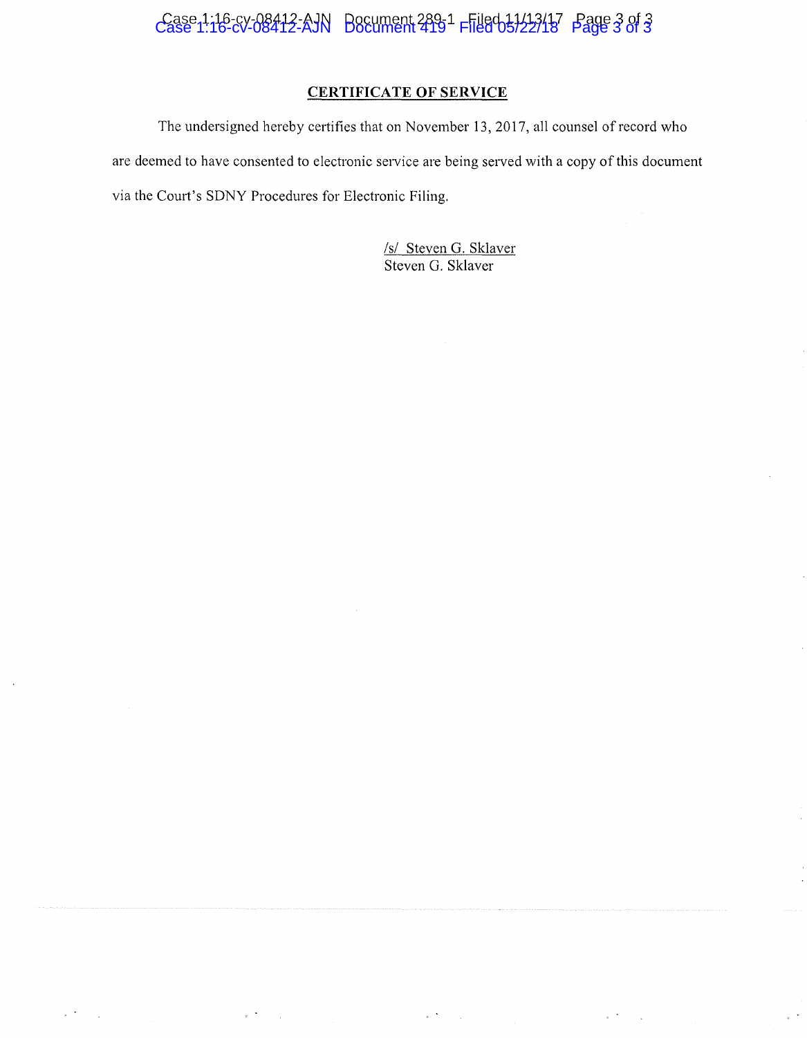## CERTIFICATE OF SERVICE

The undersigned hereby certifies that on November 13, 2017, all counsel of record who are deemed to have consented to electronic service are being served with a copy of this document via the Court's SDNY Procedures for Electronic Filing.

/s/ Steven G. Sklaver
Steven G. Sklaver